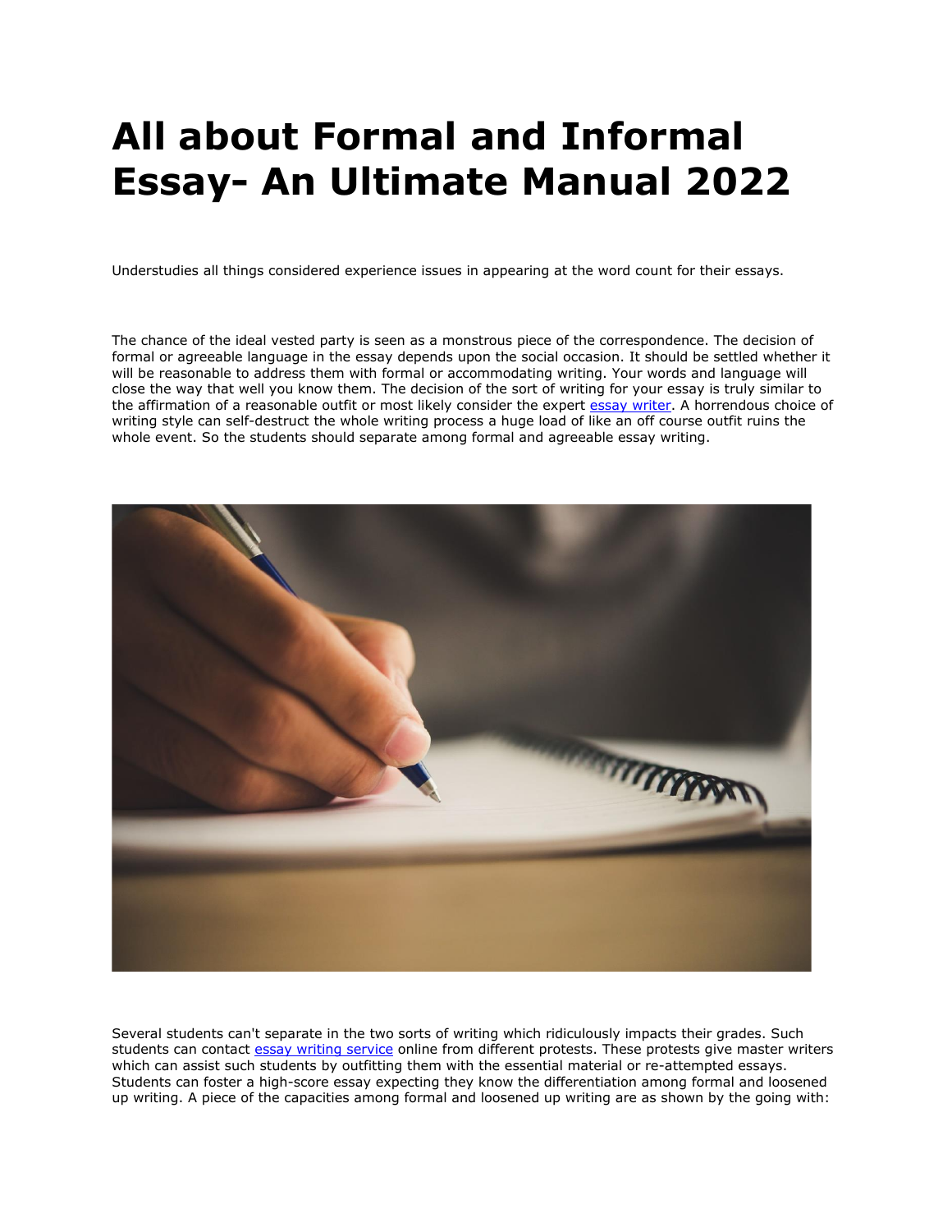# All about Formal and Informal Essay- An Ultimate Manual 2022

Understudies all things considered experience issues in appearing at the word count for their essays.

The chance of the ideal vested party is seen as a monstrous piece of the correspondence. The decision of formal or agreeable language in the essay depends upon the social occasion. It should be settled whether it will be reasonable to address them with formal or accommodating writing. Your words and language will close the way that well you know them. The decision of the sort of writing for your essay is truly similar to the affirmation of a reasonable outfit or most likely consider the expert [essay writer](). A horrendous choice of writing style can self-destruct the whole writing process a huge load of like an off course outfit ruins the whole event. So the students should separate among formal and agreeable essay writing.

Several students can't separate in the two sorts of writing which ridiculously impacts their grades. Such students can contact [essay writing service]() online from different protests. These protests give master writers which can assist such students by outfitting them with the essential material or re-attempted essays. Students can foster a high-score essay expecting they know the differentiation among formal and loosened up writing. A piece of the capacities among formal and loosened up writing are as shown by the going with: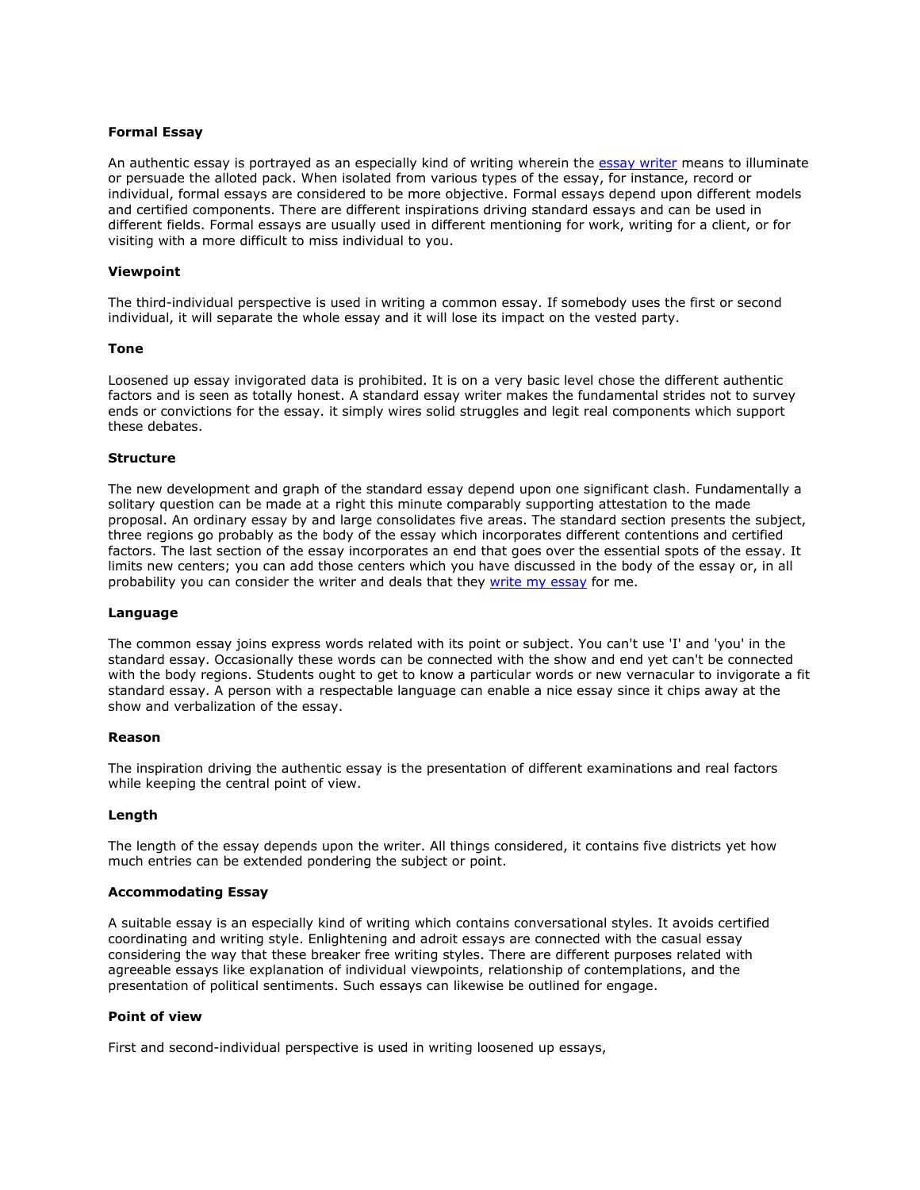**Formal Essay**

An authentic essay is portrayed as an especially kind of writing wherein the [essay writer](#) means to illuminate or persuade the alloted pack. When isolated from various types of the essay, for instance, record or individual, formal essays are considered to be more objective. Formal essays depend upon different models and certified components. There are different inspirations driving standard essays and can be used in different fields. Formal essays are usually used in different mentioning for work, writing for a client, or for visiting with a more difficult to miss individual to you.

**Viewpoint**

The third-individual perspective is used in writing a common essay. If somebody uses the first or second individual, it will separate the whole essay and it will lose its impact on the vested party.

**Tone**

Loosened up essay invigorated data is prohibited. It is on a very basic level chose the different authentic factors and is seen as totally honest. A standard essay writer makes the fundamental strides not to survey ends or convictions for the essay. it simply wires solid struggles and legit real components which support these debates.

**Structure**

The new development and graph of the standard essay depend upon one significant clash. Fundamentally a solitary question can be made at a right this minute comparably supporting attestation to the made proposal. An ordinary essay by and large consolidates five areas. The standard section presents the subject, three regions go probably as the body of the essay which incorporates different contentions and certified factors. The last section of the essay incorporates an end that goes over the essential spots of the essay. It limits new centers; you can add those centers which you have discussed in the body of the essay or, in all probability you can consider the writer and deals that they [write my essay](#) for me.

**Language**

The common essay joins express words related with its point or subject. You can't use 'I' and 'you' in the standard essay. Occasionally these words can be connected with the show and end yet can't be connected with the body regions. Students ought to get to know a particular words or new vernacular to invigorate a fit standard essay. A person with a respectable language can enable a nice essay since it chips away at the show and verbalization of the essay.

**Reason**

The inspiration driving the authentic essay is the presentation of different examinations and real factors while keeping the central point of view.

**Length**

The length of the essay depends upon the writer. All things considered, it contains five districts yet how much entries can be extended pondering the subject or point.

**Accommodating Essay**

A suitable essay is an especially kind of writing which contains conversational styles. It avoids certified coordinating and writing style. Enlightening and adroit essays are connected with the casual essay considering the way that these breaker free writing styles. There are different purposes related with agreeable essays like explanation of individual viewpoints, relationship of contemplations, and the presentation of political sentiments. Such essays can likewise be outlined for engage.

**Point of view**

First and second-individual perspective is used in writing loosened up essays,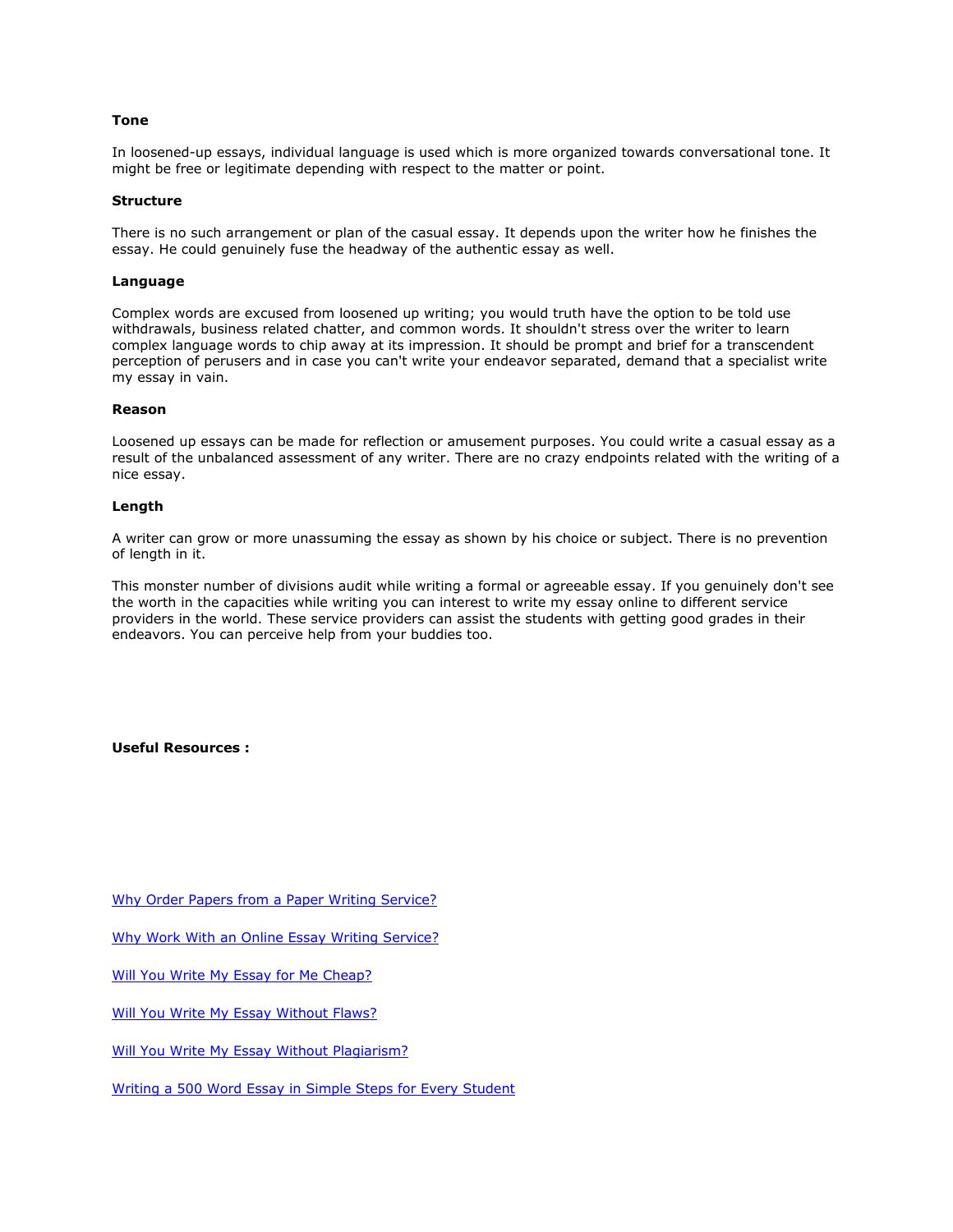**Tone**

In loosened-up essays, individual language is used which is more organized towards conversational tone. It might be free or legitimate depending with respect to the matter or point.

**Structure**

There is no such arrangement or plan of the casual essay. It depends upon the writer how he finishes the essay. He could genuinely fuse the headway of the authentic essay as well.

**Language**

Complex words are excused from loosened up writing; you would truth have the option to be told use withdrawals, business related chatter, and common words. It shouldn't stress over the writer to learn complex language words to chip away at its impression. It should be prompt and brief for a transcendent perception of perusers and in case you can't write your endeavor separated, demand that a specialist write my essay in vain.

**Reason**

Loosened up essays can be made for reflection or amusement purposes. You could write a casual essay as a result of the unbalanced assessment of any writer. There are no crazy endpoints related with the writing of a nice essay.

**Length**

A writer can grow or more unassuming the essay as shown by his choice or subject. There is no prevention of length in it.

This monster number of divisions audit while writing a formal or agreeable essay. If you genuinely don't see the worth in the capacities while writing you can interest to write my essay online to different service providers in the world. These service providers can assist the students with getting good grades in their endeavors. You can perceive help from your buddies too.

**Useful Resources :**

[Why Order Papers from a Paper Writing Service?]

[Why Work With an Online Essay Writing Service?]

[Will You Write My Essay for Me Cheap?]

[Will You Write My Essay Without Flaws?]

[Will You Write My Essay Without Plagiarism?]

[Writing a 500 Word Essay in Simple Steps for Every Student]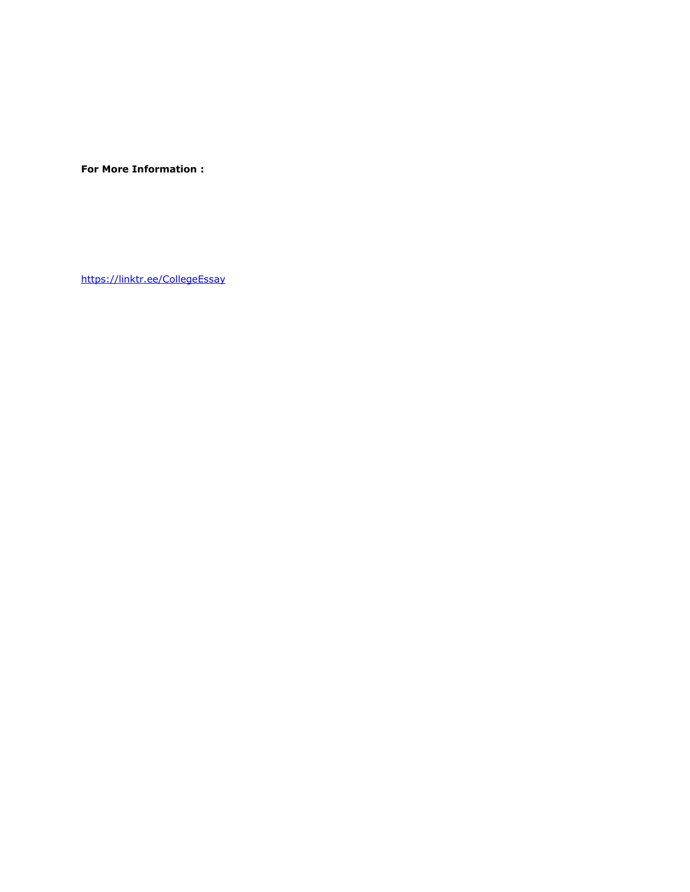**For More Information :**

https://linktr.ee/CollegeEssay